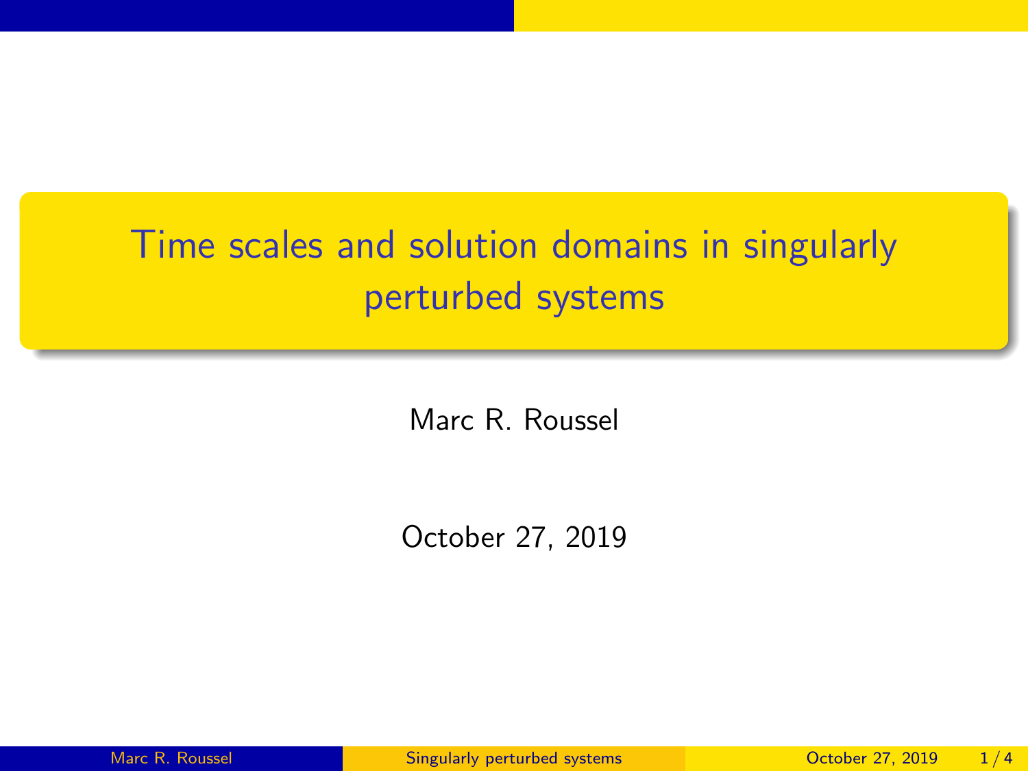# Time scales and solution domains in singularly perturbed systems

Marc R. Roussel

October 27, 2019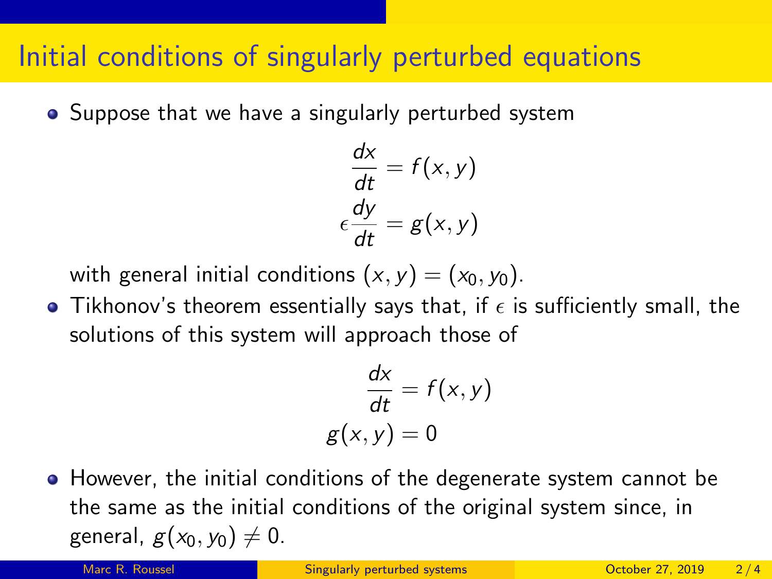# Initial conditions of singularly perturbed equations

- Suppose that we have a singularly perturbed system

$$\frac{dx}{dt} = f(x, y)$$
$$\epsilon \frac{dy}{dt} = g(x, y)$$

  with general initial conditions $(x, y) = (x_0, y_0)$.

- Tikhonov's theorem essentially says that, if $\epsilon$ is sufficiently small, the solutions of this system will approach those of

$$\frac{dx}{dt} = f(x, y)$$
$$g(x, y) = 0$$

- However, the initial conditions of the degenerate system cannot be the same as the initial conditions of the original system since, in general, $g(x_0, y_0) \neq 0$.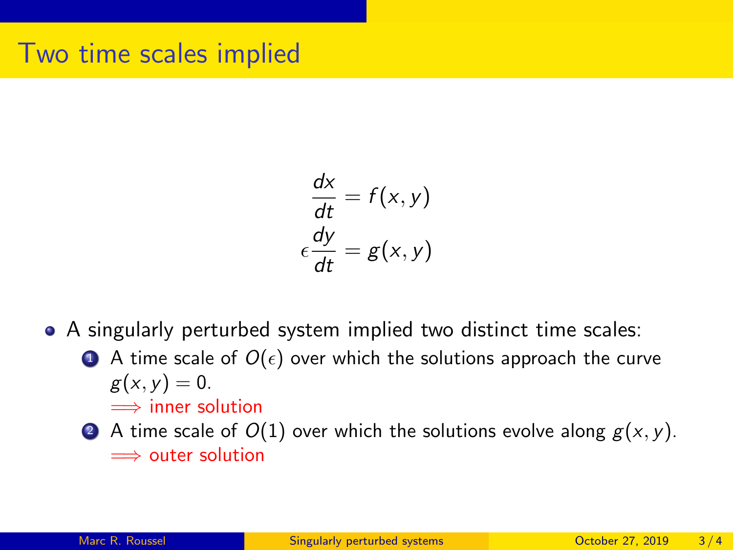# Two time scales implied

$$\frac{dx}{dt} = f(x, y)$$
$$\epsilon \frac{dy}{dt} = g(x, y)$$

- A singularly perturbed system implied two distinct time scales:
  1. A time scale of $O(\epsilon)$ over which the solutions approach the curve $g(x, y) = 0$.
     $\Longrightarrow$ inner solution
  2. A time scale of $O(1)$ over which the solutions evolve along $g(x, y)$.
     $\Longrightarrow$ outer solution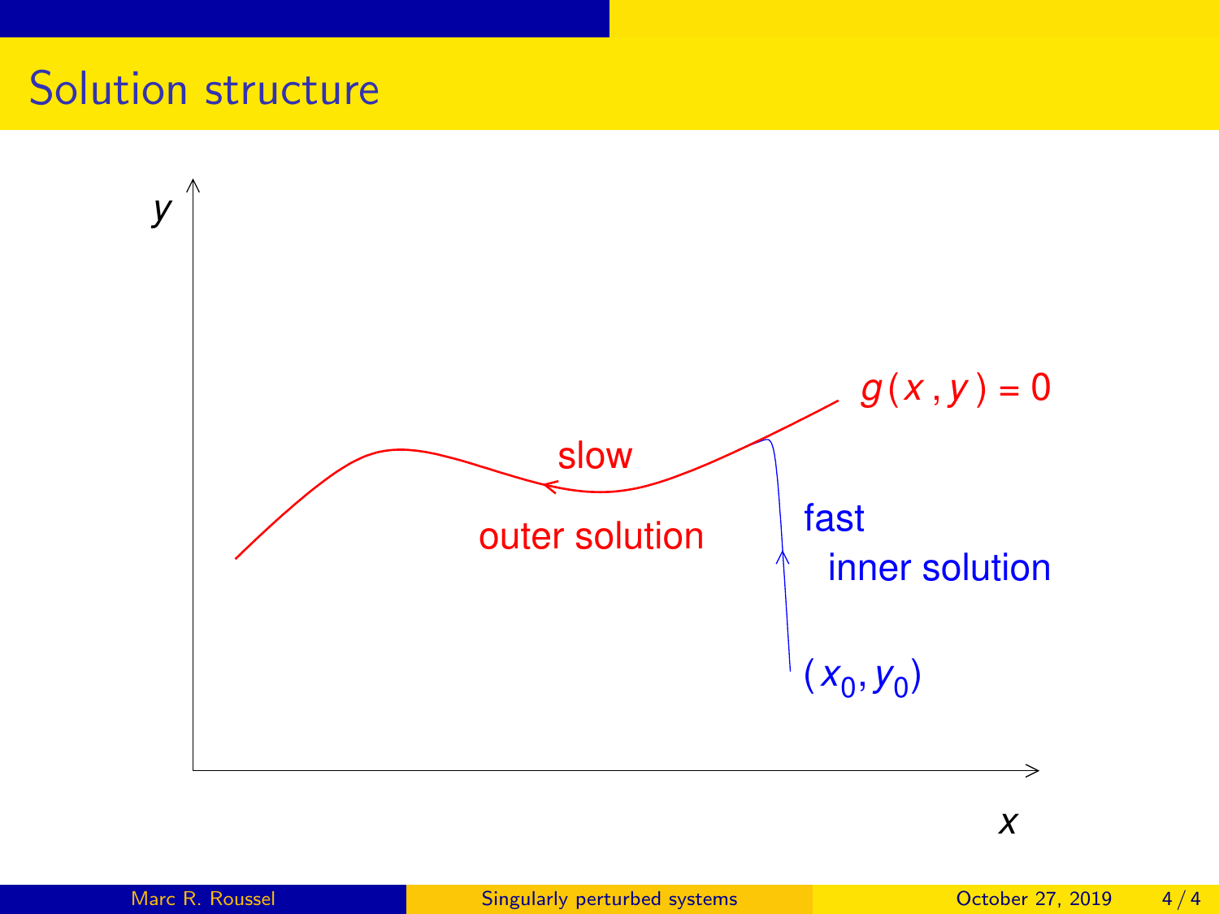# Solution structure

$y$

$g(x, y) = 0$

slow

outer solution

fast

inner solution

$(x_0, y_0)$

$x$